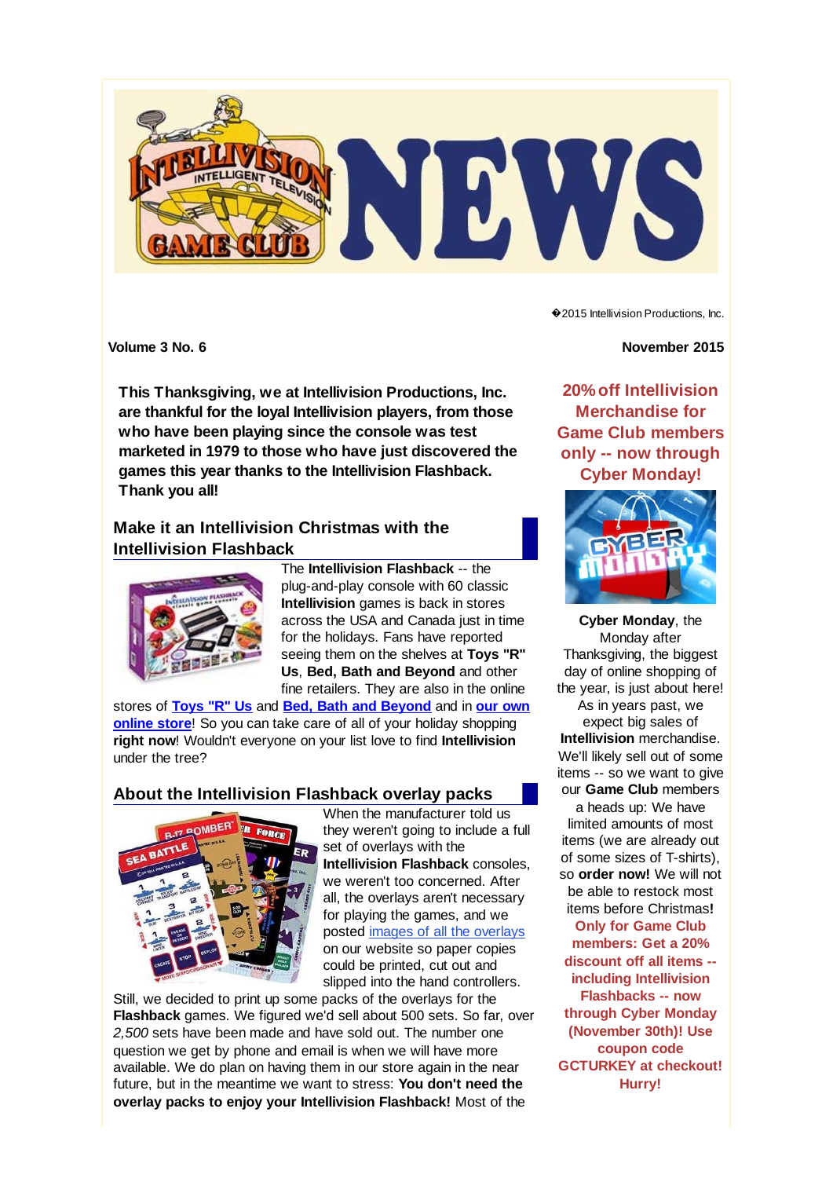�2015 Intellivision Productions, Inc.

**Volume 3 No. 6**

**November 2015**

**This Thanksgiving, we at Intellivision Productions, Inc. are thankful for the loyal Intellivision players, from those who have been playing since the console was test marketed in 1979 to those who have just discovered the games this year thanks to the Intellivision Flashback. Thank you all!**

## Make it an Intellivision Christmas with the Intellivision Flashback

The **Intellivision Flashback** -- the plug-and-play console with 60 classic **Intellivision** games is back in stores across the USA and Canada just in time for the holidays. Fans have reported seeing them on the shelves at **Toys "R" Us**, **Bed, Bath and Beyond** and other fine retailers. They are also in the online stores of **Toys "R" Us** and **Bed, Bath and Beyond** and in **our own online store**! So you can take care of all of your holiday shopping **right now**! Wouldn't everyone on your list love to find **Intellivision** under the tree?

## About the Intellivision Flashback overlay packs

When the manufacturer told us they weren't going to include a full set of overlays with the **Intellivision Flashback** consoles, we weren't too concerned. After all, the overlays aren't necessary for playing the games, and we posted images of all the overlays on our website so paper copies could be printed, cut out and slipped into the hand controllers. Still, we decided to print up some packs of the overlays for the **Flashback** games. We figured we'd sell about 500 sets. So far, over *2,500* sets have been made and have sold out. The number one question we get by phone and email is when we will have more available. We do plan on having them in our store again in the near future, but in the meantime we want to stress: **You don't need the overlay packs to enjoy your Intellivision Flashback!** Most of the

## 20% off Intellivision Merchandise for Game Club members only -- now through Cyber Monday!

**Cyber Monday**, the Monday after Thanksgiving, the biggest day of online shopping of the year, is just about here! As in years past, we expect big sales of **Intellivision** merchandise. We'll likely sell out of some items -- so we want to give our **Game Club** members a heads up: We have limited amounts of most items (we are already out of some sizes of T-shirts), so **order now!** We will not be able to restock most items before Christmas**!**

**Only for Game Club members: Get a 20% discount off all items -- including Intellivision Flashbacks -- now through Cyber Monday (November 30th)! Use coupon code GCTURKEY at checkout! Hurry!**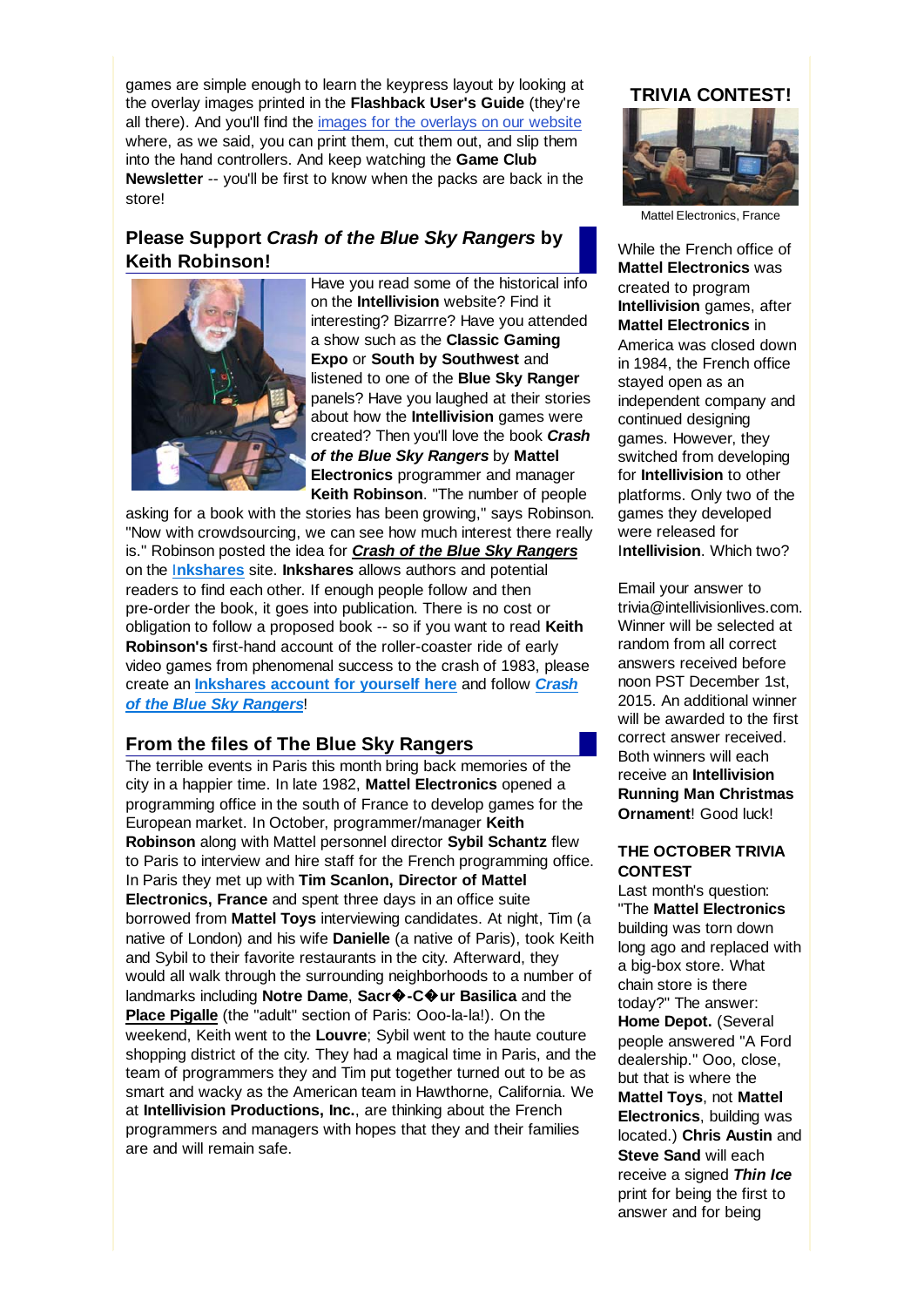games are simple enough to learn the keypress layout by looking at the overlay images printed in the **Flashback User's Guide** (they're all there). And you'll find the images for the overlays on our website where, as we said, you can print them, cut them out, and slip them into the hand controllers. And keep watching the **Game Club Newsletter** -- you'll be first to know when the packs are back in the store!

## Please Support *Crash of the Blue Sky Rangers* by Keith Robinson!

Have you read some of the historical info on the **Intellivision** website? Find it interesting? Bizarrre? Have you attended a show such as the **Classic Gaming Expo** or **South by Southwest** and listened to one of the **Blue Sky Ranger** panels? Have you laughed at their stories about how the **Intellivision** games were created? Then you'll love the book ***Crash of the Blue Sky Rangers*** by **Mattel Electronics** programmer and manager **Keith Robinson**. "The number of people asking for a book with the stories has been growing," says Robinson. "Now with crowdsourcing, we can see how much interest there really is." Robinson posted the idea for ***Crash of the Blue Sky Rangers*** on the **Inkshares** site. **Inkshares** allows authors and potential readers to find each other. If enough people follow and then pre-order the book, it goes into publication. There is no cost or obligation to follow a proposed book -- so if you want to read **Keith Robinson's** first-hand account of the roller-coaster ride of early video games from phenomenal success to the crash of 1983, please create an **Inkshares account for yourself here** and follow ***Crash of the Blue Sky Rangers***!

## From the files of The Blue Sky Rangers

The terrible events in Paris this month bring back memories of the city in a happier time. In late 1982, **Mattel Electronics** opened a programming office in the south of France to develop games for the European market. In October, programmer/manager **Keith Robinson** along with Mattel personnel director **Sybil Schantz** flew to Paris to interview and hire staff for the French programming office. In Paris they met up with **Tim Scanlon, Director of Mattel Electronics, France** and spent three days in an office suite borrowed from **Mattel Toys** interviewing candidates. At night, Tim (a native of London) and his wife **Danielle** (a native of Paris), took Keith and Sybil to their favorite restaurants in the city. Afterward, they would all walk through the surrounding neighborhoods to a number of landmarks including **Notre Dame**, **Sacr�-C�ur Basilica** and the **Place Pigalle** (the "adult" section of Paris: Ooo-la-la!). On the weekend, Keith went to the **Louvre**; Sybil went to the haute couture shopping district of the city. They had a magical time in Paris, and the team of programmers they and Tim put together turned out to be as smart and wacky as the American team in Hawthorne, California. We at **Intellivision Productions, Inc.**, are thinking about the French programmers and managers with hopes that they and their families are and will remain safe.

## TRIVIA CONTEST!

Mattel Electronics, France

While the French office of **Mattel Electronics** was created to program **Intellivision** games, after **Mattel Electronics** in America was closed down in 1984, the French office stayed open as an independent company and continued designing games. However, they switched from developing for **Intellivision** to other platforms. Only two of the games they developed were released for **Intellivision**. Which two?

Email your answer to trivia@intellivisionlives.com. Winner will be selected at random from all correct answers received before noon PST December 1st, 2015. An additional winner will be awarded to the first correct answer received. Both winners will each receive an **Intellivision Running Man Christmas Ornament**! Good luck!

### THE OCTOBER TRIVIA CONTEST

Last month's question: "The **Mattel Electronics** building was torn down long ago and replaced with a big-box store. What chain store is there today?" The answer: **Home Depot.** (Several people answered "A Ford dealership." Ooo, close, but that is where the **Mattel Toys**, not **Mattel Electronics**, building was located.) **Chris Austin** and **Steve Sand** will each receive a signed ***Thin Ice*** print for being the first to answer and for being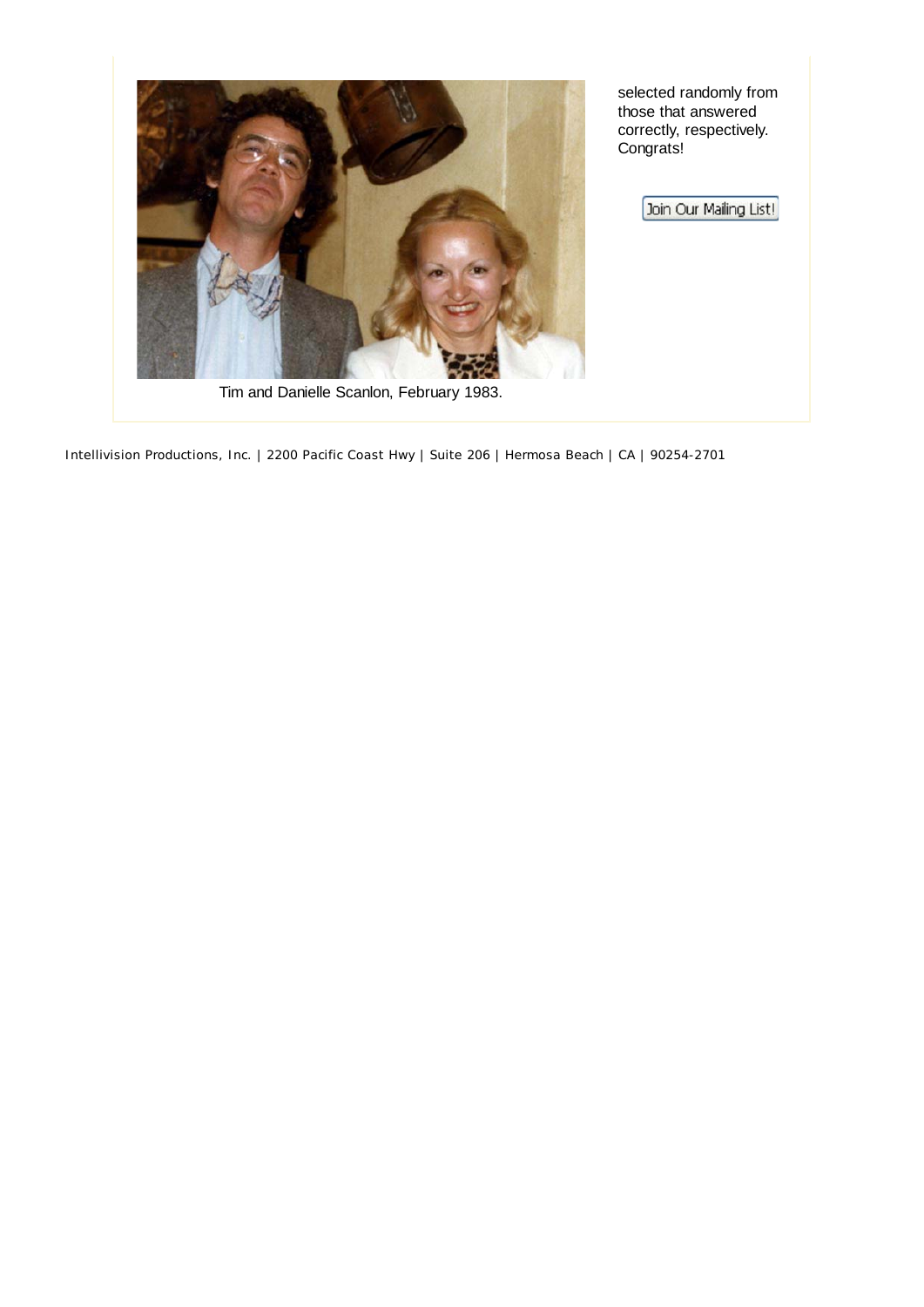Tim and Danielle Scanlon, February 1983.

selected randomly from those that answered correctly, respectively. Congrats!

Join Our Mailing List!

Intellivision Productions, Inc. | 2200 Pacific Coast Hwy | Suite 206 | Hermosa Beach | CA | 90254-2701